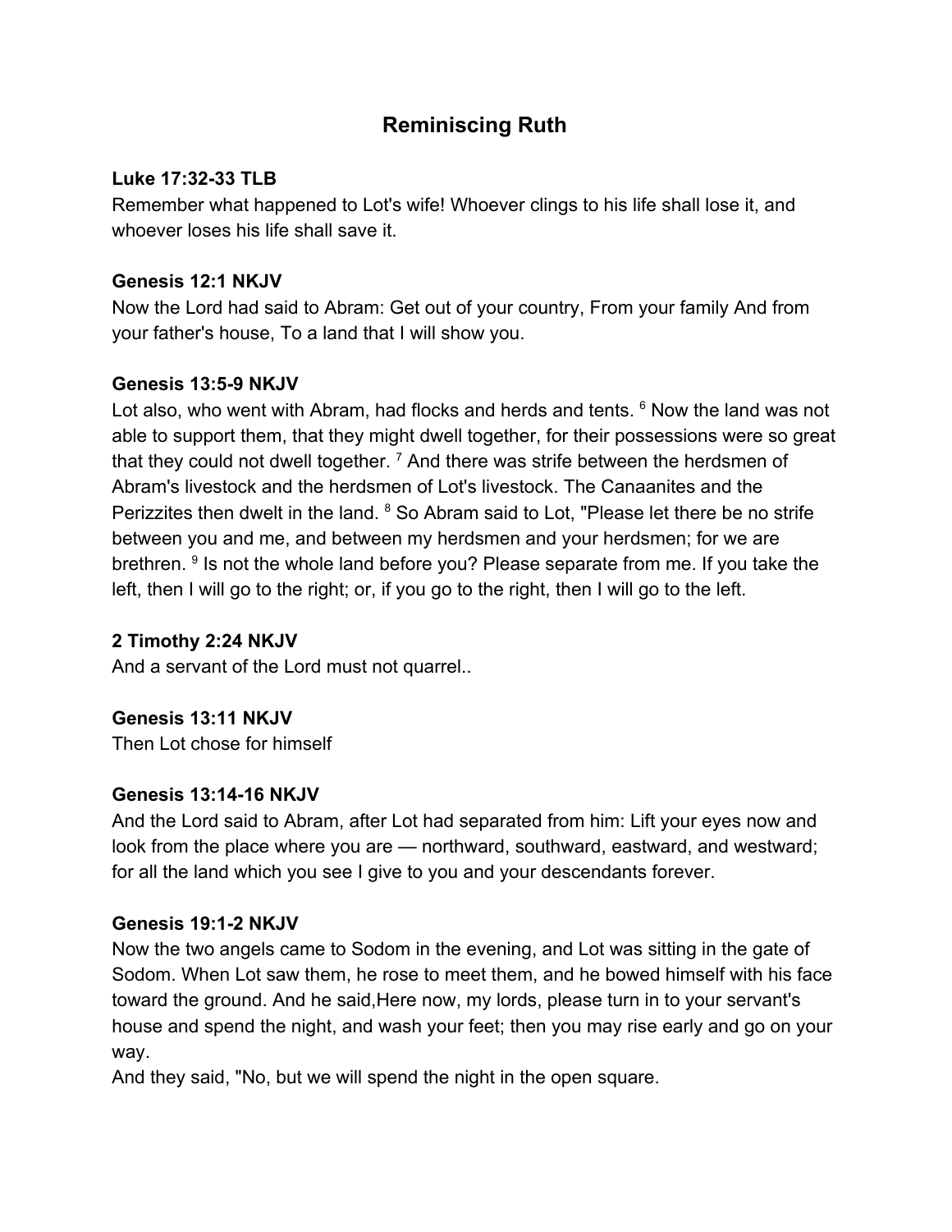# Reminiscing Ruth

**Luke 17:32-33 TLB**
Remember what happened to Lot's wife! Whoever clings to his life shall lose it, and whoever loses his life shall save it.

**Genesis 12:1 NKJV**
Now the Lord had said to Abram: Get out of your country, From your family And from your father's house, To a land that I will show you.

**Genesis 13:5-9 NKJV**
Lot also, who went with Abram, had flocks and herds and tents. [6] Now the land was not able to support them, that they might dwell together, for their possessions were so great that they could not dwell together. [7] And there was strife between the herdsmen of Abram's livestock and the herdsmen of Lot's livestock. The Canaanites and the Perizzites then dwelt in the land. [8] So Abram said to Lot, "Please let there be no strife between you and me, and between my herdsmen and your herdsmen; for we are brethren. [9] Is not the whole land before you? Please separate from me. If you take the left, then I will go to the right; or, if you go to the right, then I will go to the left.

**2 Timothy 2:24 NKJV**
And a servant of the Lord must not quarrel..

**Genesis 13:11 NKJV**
Then Lot chose for himself

**Genesis 13:14-16 NKJV**
And the Lord said to Abram, after Lot had separated from him: Lift your eyes now and look from the place where you are — northward, southward, eastward, and westward; for all the land which you see I give to you and your descendants forever.

**Genesis 19:1-2 NKJV**
Now the two angels came to Sodom in the evening, and Lot was sitting in the gate of Sodom. When Lot saw them, he rose to meet them, and he bowed himself with his face toward the ground. And he said,Here now, my lords, please turn in to your servant's house and spend the night, and wash your feet; then you may rise early and go on your way.
And they said, "No, but we will spend the night in the open square.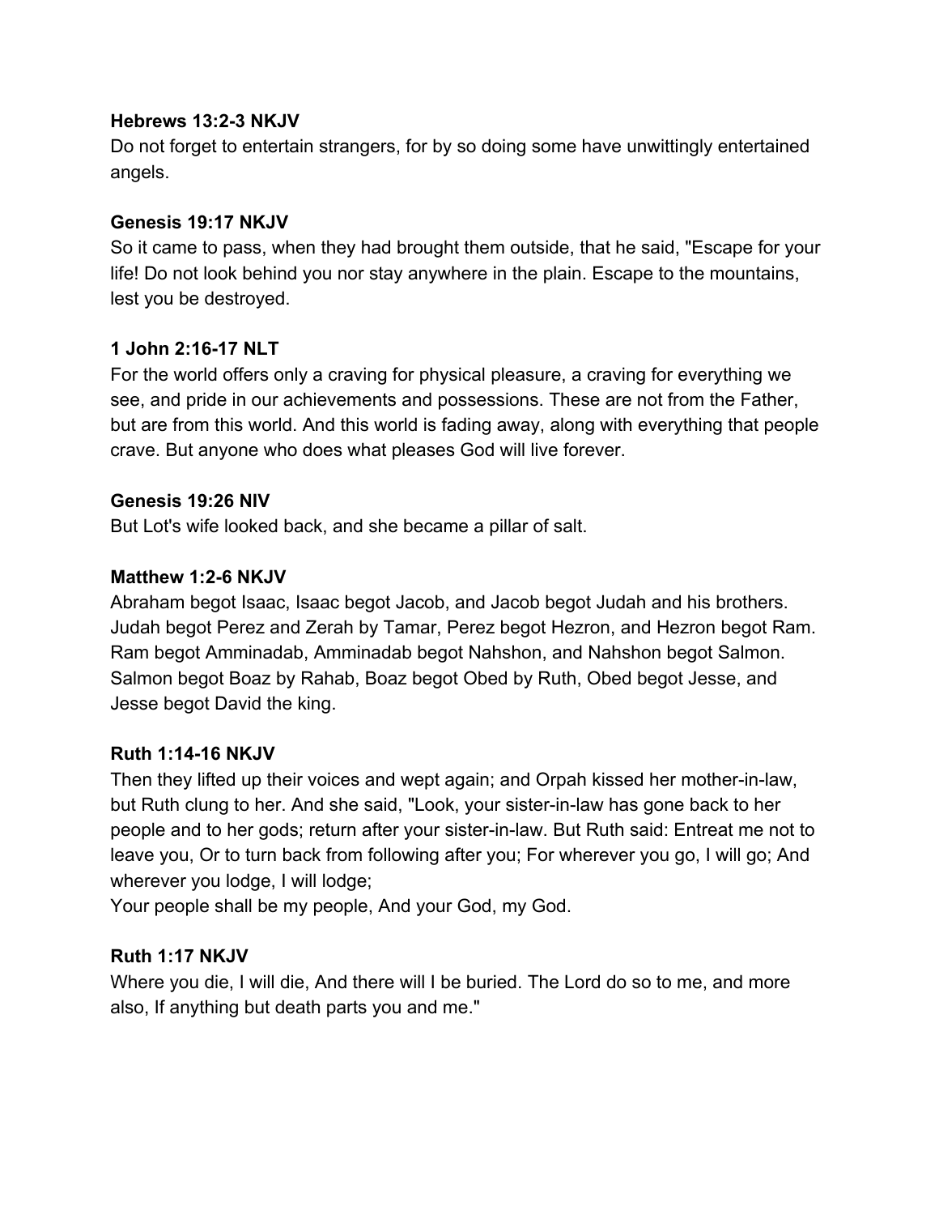**Hebrews 13:2-3 NKJV**
Do not forget to entertain strangers, for by so doing some have unwittingly entertained angels.

**Genesis 19:17 NKJV**
So it came to pass, when they had brought them outside, that he said, "Escape for your life! Do not look behind you nor stay anywhere in the plain. Escape to the mountains, lest you be destroyed.

**1 John 2:16-17 NLT**
For the world offers only a craving for physical pleasure, a craving for everything we see, and pride in our achievements and possessions. These are not from the Father, but are from this world. And this world is fading away, along with everything that people crave. But anyone who does what pleases God will live forever.

**Genesis 19:26 NIV**
But Lot's wife looked back, and she became a pillar of salt.

**Matthew 1:2-6 NKJV**
Abraham begot Isaac, Isaac begot Jacob, and Jacob begot Judah and his brothers. Judah begot Perez and Zerah by Tamar, Perez begot Hezron, and Hezron begot Ram. Ram begot Amminadab, Amminadab begot Nahshon, and Nahshon begot Salmon. Salmon begot Boaz by Rahab, Boaz begot Obed by Ruth, Obed begot Jesse, and Jesse begot David the king.

**Ruth 1:14-16 NKJV**
Then they lifted up their voices and wept again; and Orpah kissed her mother-in-law, but Ruth clung to her. And she said, "Look, your sister-in-law has gone back to her people and to her gods; return after your sister-in-law. But Ruth said: Entreat me not to leave you, Or to turn back from following after you; For wherever you go, I will go; And wherever you lodge, I will lodge;
Your people shall be my people, And your God, my God.

**Ruth 1:17 NKJV**
Where you die, I will die, And there will I be buried. The Lord do so to me, and more also, If anything but death parts you and me."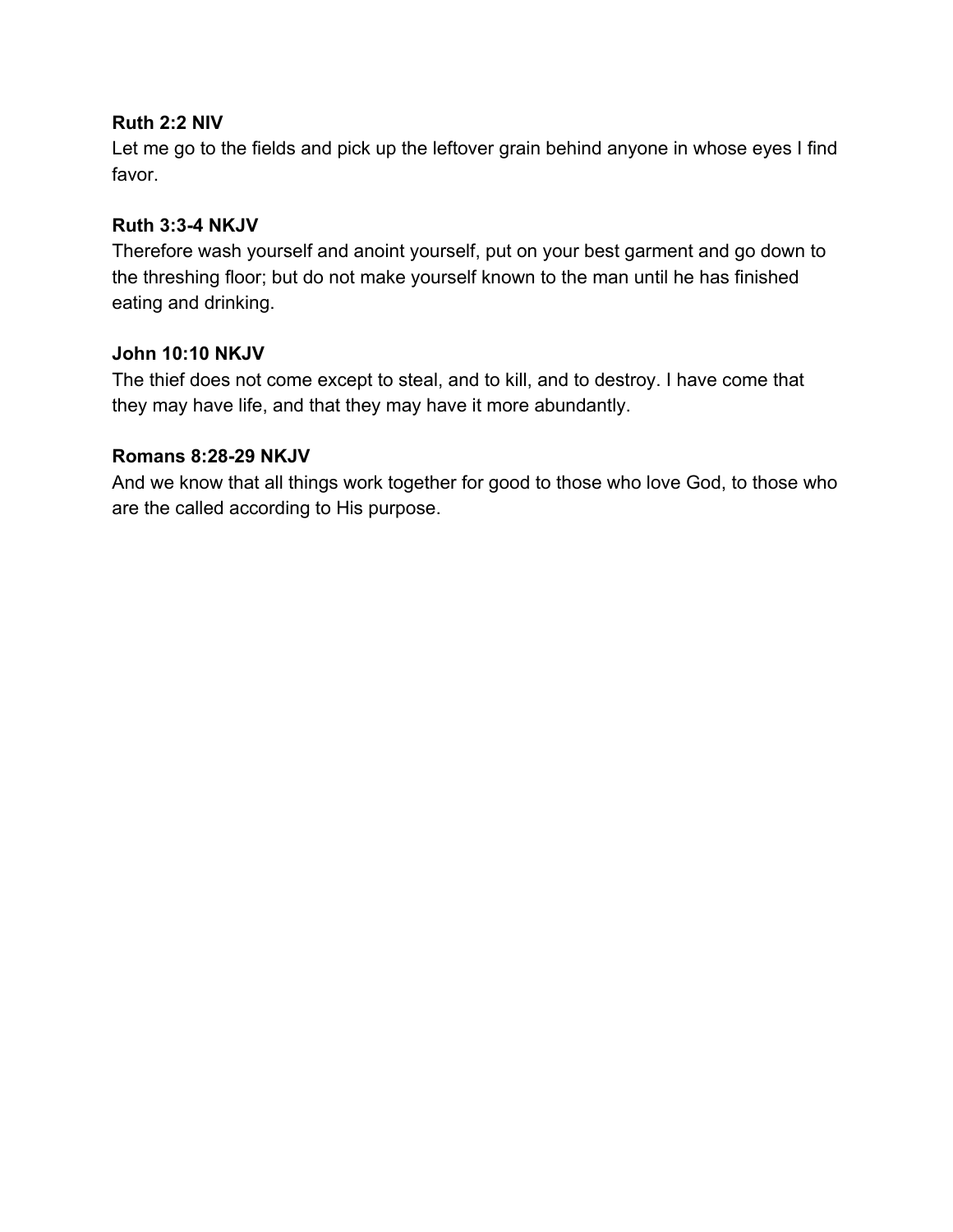**Ruth 2:2 NIV**
Let me go to the fields and pick up the leftover grain behind anyone in whose eyes I find favor.

**Ruth 3:3-4 NKJV**
Therefore wash yourself and anoint yourself, put on your best garment and go down to the threshing floor; but do not make yourself known to the man until he has finished eating and drinking.

**John 10:10 NKJV**
The thief does not come except to steal, and to kill, and to destroy. I have come that they may have life, and that they may have it more abundantly.

**Romans 8:28-29 NKJV**
And we know that all things work together for good to those who love God, to those who are the called according to His purpose.